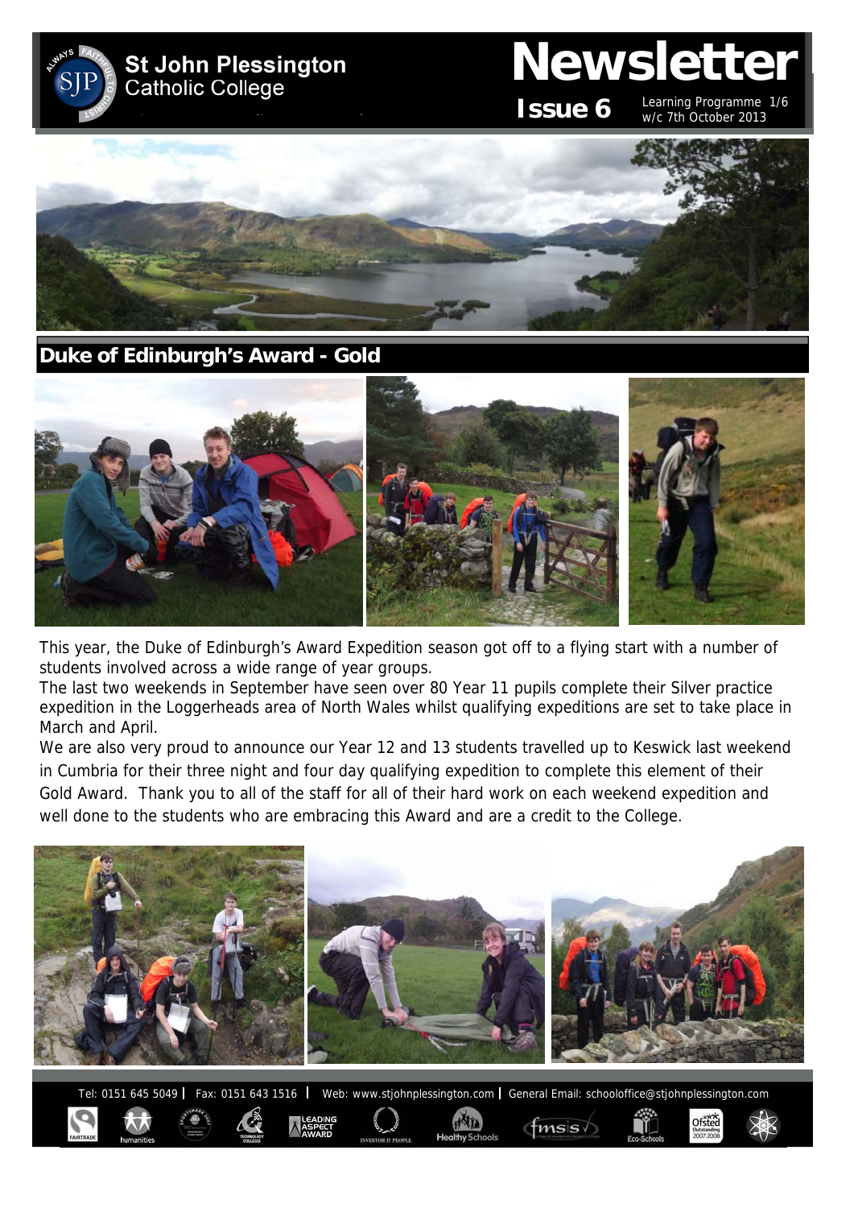# St John Plessington Catholic College

# Newsletter

**Issue 6** Learning Programme 1/6 w/c 7th October 2013

## Duke of Edinburgh's Award - Gold

This year, the Duke of Edinburgh's Award Expedition season got off to a flying start with a number of students involved across a wide range of year groups.

The last two weekends in September have seen over 80 Year 11 pupils complete their Silver practice expedition in the Loggerheads area of North Wales whilst qualifying expeditions are set to take place in March and April.

We are also very proud to announce our Year 12 and 13 students travelled up to Keswick last weekend in Cumbria for their three night and four day qualifying expedition to complete this element of their Gold Award. Thank you to all of the staff for all of their hard work on each weekend expedition and well done to the students who are embracing this Award and are a credit to the College.

Tel: 0151 645 5049 | Fax: 0151 643 1516 | Web: www.stjohnplessington.com | General Email: schooloffice@stjohnplessington.com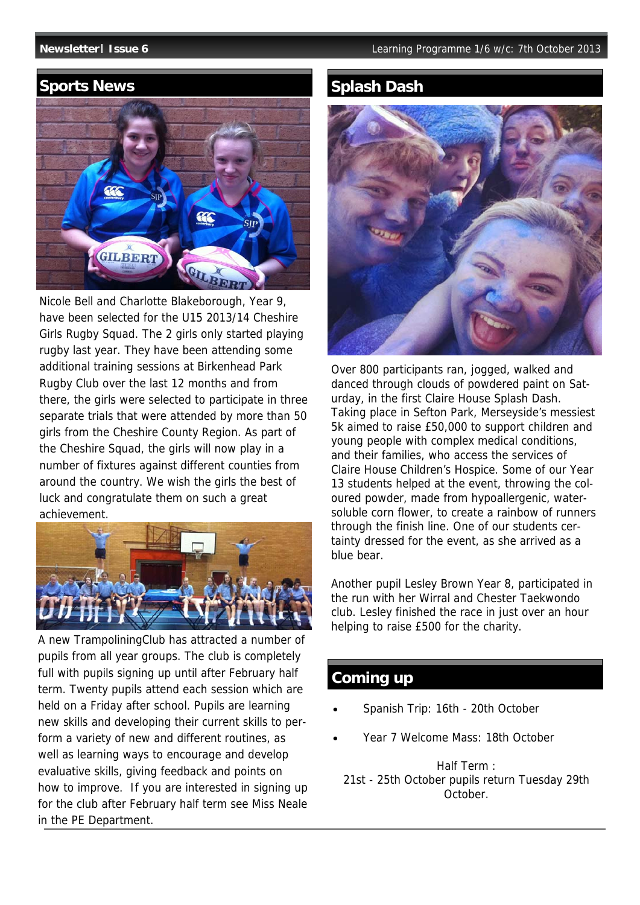## Sports News

Nicole Bell and Charlotte Blakeborough, Year 9, have been selected for the U15 2013/14 Cheshire Girls Rugby Squad. The 2 girls only started playing rugby last year. They have been attending some additional training sessions at Birkenhead Park Rugby Club over the last 12 months and from there, the girls were selected to participate in three separate trials that were attended by more than 50 girls from the Cheshire County Region. As part of the Cheshire Squad, the girls will now play in a number of fixtures against different counties from around the country. We wish the girls the best of luck and congratulate them on such a great achievement.

A new TrampoliningClub has attracted a number of pupils from all year groups. The club is completely full with pupils signing up until after February half term. Twenty pupils attend each session which are held on a Friday after school. Pupils are learning new skills and developing their current skills to perform a variety of new and different routines, as well as learning ways to encourage and develop evaluative skills, giving feedback and points on how to improve. If you are interested in signing up for the club after February half term see Miss Neale in the PE Department.

## Splash Dash

Over 800 participants ran, jogged, walked and danced through clouds of powdered paint on Saturday, in the first Claire House Splash Dash. Taking place in Sefton Park, Merseyside's messiest 5k aimed to raise £50,000 to support children and young people with complex medical conditions, and their families, who access the services of Claire House Children's Hospice. Some of our Year 13 students helped at the event, throwing the coloured powder, made from hypoallergenic, water-soluble corn flower, to create a rainbow of runners through the finish line. One of our students certainty dressed for the event, as she arrived as a blue bear.

Another pupil Lesley Brown Year 8, participated in the run with her Wirral and Chester Taekwondo club. Lesley finished the race in just over an hour helping to raise £500 for the charity.

## Coming up

- Spanish Trip: 16th - 20th October
- Year 7 Welcome Mass: 18th October

Half Term :
21st - 25th October pupils return Tuesday 29th October.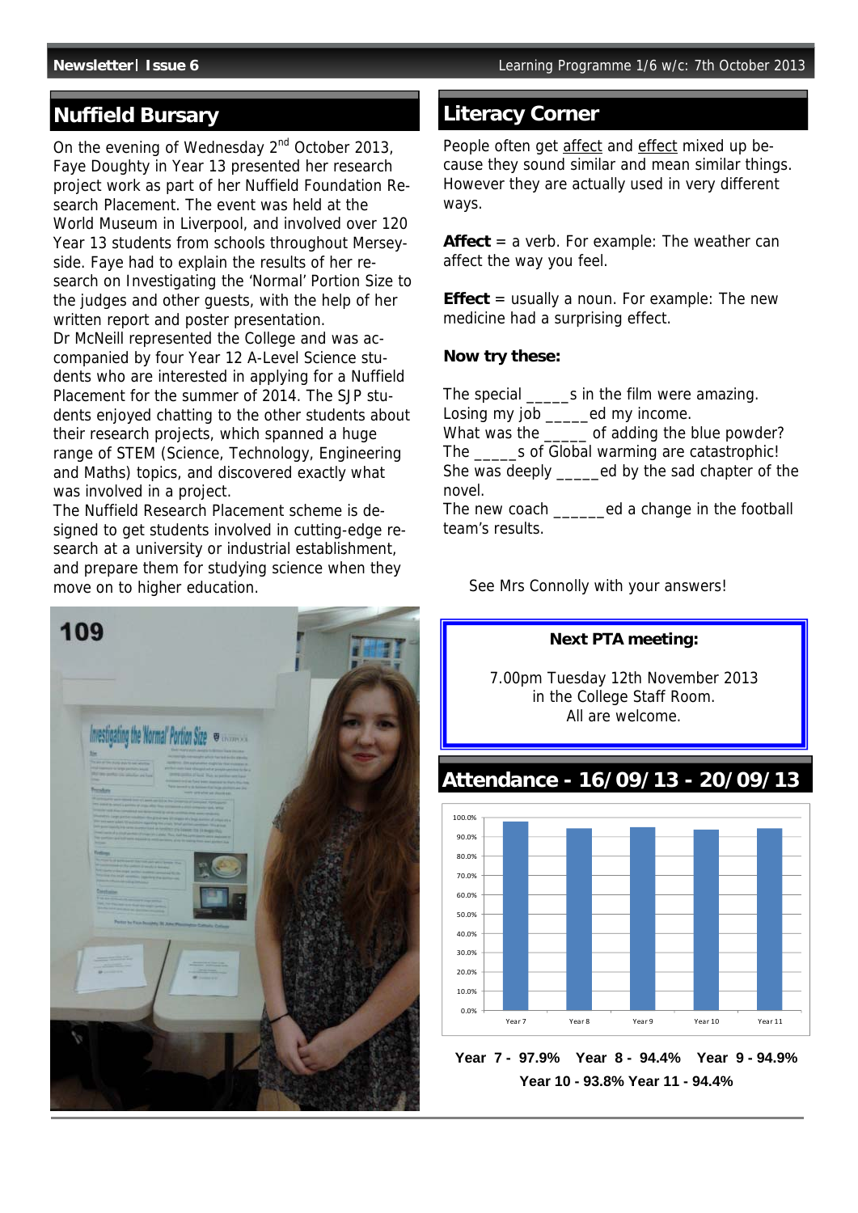## Nuffield Bursary

On the evening of Wednesday 2nd October 2013, Faye Doughty in Year 13 presented her research project work as part of her Nuffield Foundation Research Placement. The event was held at the World Museum in Liverpool, and involved over 120 Year 13 students from schools throughout Merseyside. Faye had to explain the results of her research on Investigating the 'Normal' Portion Size to the judges and other guests, with the help of her written report and poster presentation.

Dr McNeill represented the College and was accompanied by four Year 12 A-Level Science students who are interested in applying for a Nuffield Placement for the summer of 2014. The SJP students enjoyed chatting to the other students about their research projects, which spanned a huge range of STEM (Science, Technology, Engineering and Maths) topics, and discovered exactly what was involved in a project.

The Nuffield Research Placement scheme is designed to get students involved in cutting-edge research at a university or industrial establishment, and prepare them for studying science when they move on to higher education.

## Literacy Corner

People often get affect and effect mixed up because they sound similar and mean similar things. However they are actually used in very different ways.

**Affect** = a verb. For example: The weather can affect the way you feel.

**Effect** = usually a noun. For example: The new medicine had a surprising effect.

**Now try these:**

The special _____s in the film were amazing.
Losing my job _____ed my income.
What was the _____ of adding the blue powder?
The _____s of Global warming are catastrophic!
She was deeply _____ed by the sad chapter of the novel.
The new coach ______ed a change in the football team's results.

See Mrs Connolly with your answers!

**Next PTA meeting:**

7.00pm Tuesday 12th November 2013
in the College Staff Room.
All are welcome.

## Attendance - 16/09/13 - 20/09/13

**Year 7 - 97.9% Year 8 - 94.4% Year 9 - 94.9%**
**Year 10 - 93.8% Year 11 - 94.4%**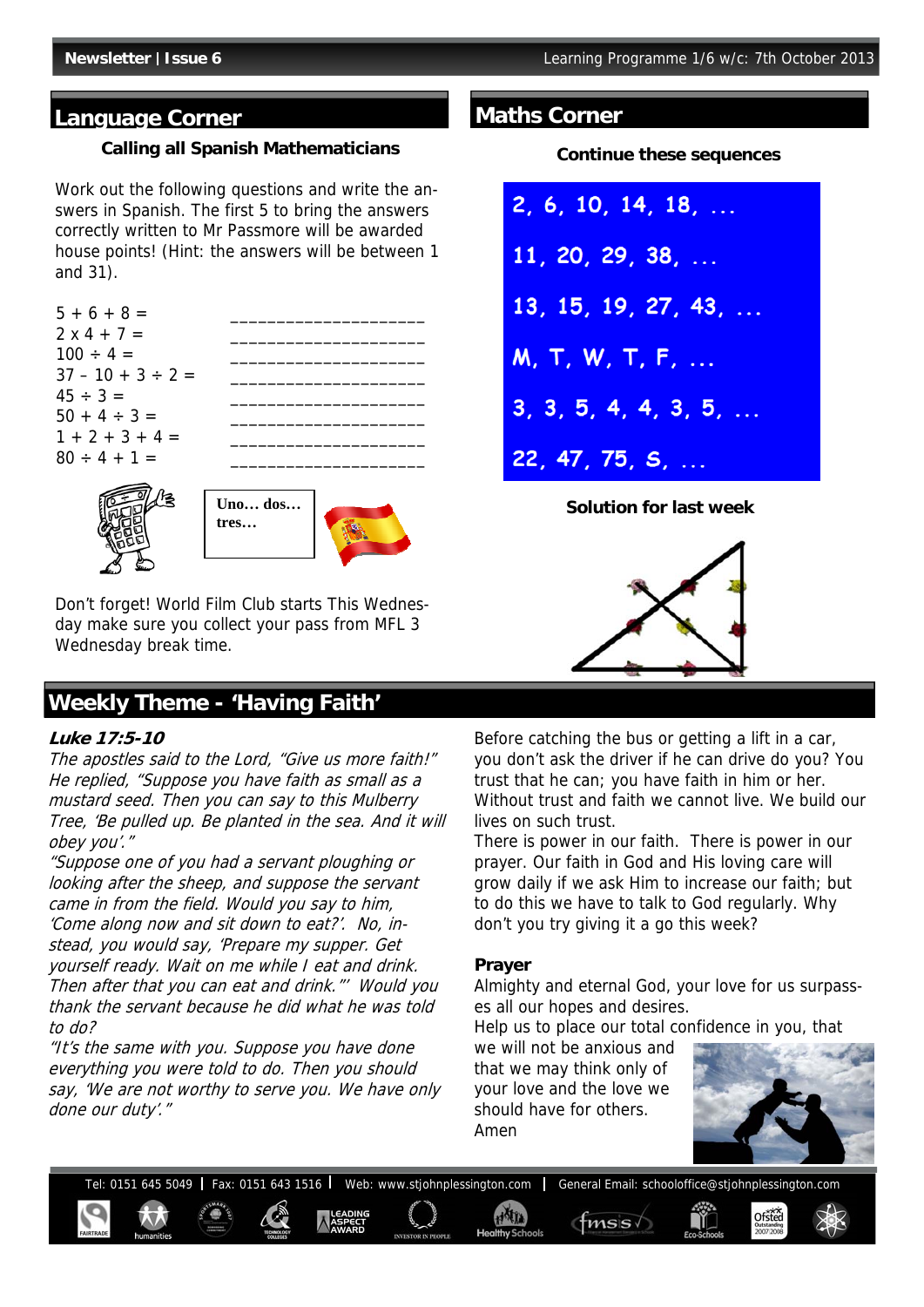**Newsletter | Issue 6** Learning Programme 1/6 w/c: 7th October 2013

## Language Corner

### Calling all Spanish Mathematicians

Work out the following questions and write the answers in Spanish. The first 5 to bring the answers correctly written to Mr Passmore will be awarded house points! (Hint: the answers will be between 1 and 31).

5 + 6 + 8 = ____________________

2 x 4 + 7 = ____________________

100 ÷ 4 = ____________________

37 – 10 + 3 ÷ 2 = ____________________

45 ÷ 3 = ____________________

50 + 4 ÷ 3 = ____________________

1 + 2 + 3 + 4 = ____________________

80 ÷ 4 + 1 = ____________________

Uno… dos… tres…

Don't forget! World Film Club starts This Wednesday make sure you collect your pass from MFL 3 Wednesday break time.

## Maths Corner

### Continue these sequences

2, 6, 10, 14, 18, ...

11, 20, 29, 38, ...

13, 15, 19, 27, 43, ...

M, T, W, T, F, ...

3, 3, 5, 4, 4, 3, 5, ...

22, 47, 75, S, ...

### Solution for last week

## Weekly Theme - 'Having Faith'

***Luke 17:5-10***

*The apostles said to the Lord, "Give us more faith!" He replied, "Suppose you have faith as small as a mustard seed. Then you can say to this Mulberry Tree, 'Be pulled up. Be planted in the sea. And it will obey you'."*

*"Suppose one of you had a servant ploughing or looking after the sheep, and suppose the servant came in from the field. Would you say to him, 'Come along now and sit down to eat?'. No, instead, you would say, 'Prepare my supper. Get yourself ready. Wait on me while I eat and drink. Then after that you can eat and drink."' Would you thank the servant because he did what he was told to do?*

*"It's the same with you. Suppose you have done everything you were told to do. Then you should say, 'We are not worthy to serve you. We have only done our duty'."*

Before catching the bus or getting a lift in a car, you don't ask the driver if he can drive do you? You trust that he can; you have faith in him or her. Without trust and faith we cannot live. We build our lives on such trust.

There is power in our faith. There is power in our prayer. Our faith in God and His loving care will grow daily if we ask Him to increase our faith; but to do this we have to talk to God regularly. Why don't you try giving it a go this week?

**Prayer**

Almighty and eternal God, your love for us surpasses all our hopes and desires.

Help us to place our total confidence in you, that we will not be anxious and that we may think only of your love and the love we should have for others.

Amen

Tel: 0151 645 5049 | Fax: 0151 643 1516 | Web: www.stjohnplessington.com | General Email: schooloffice@stjohnplessington.com